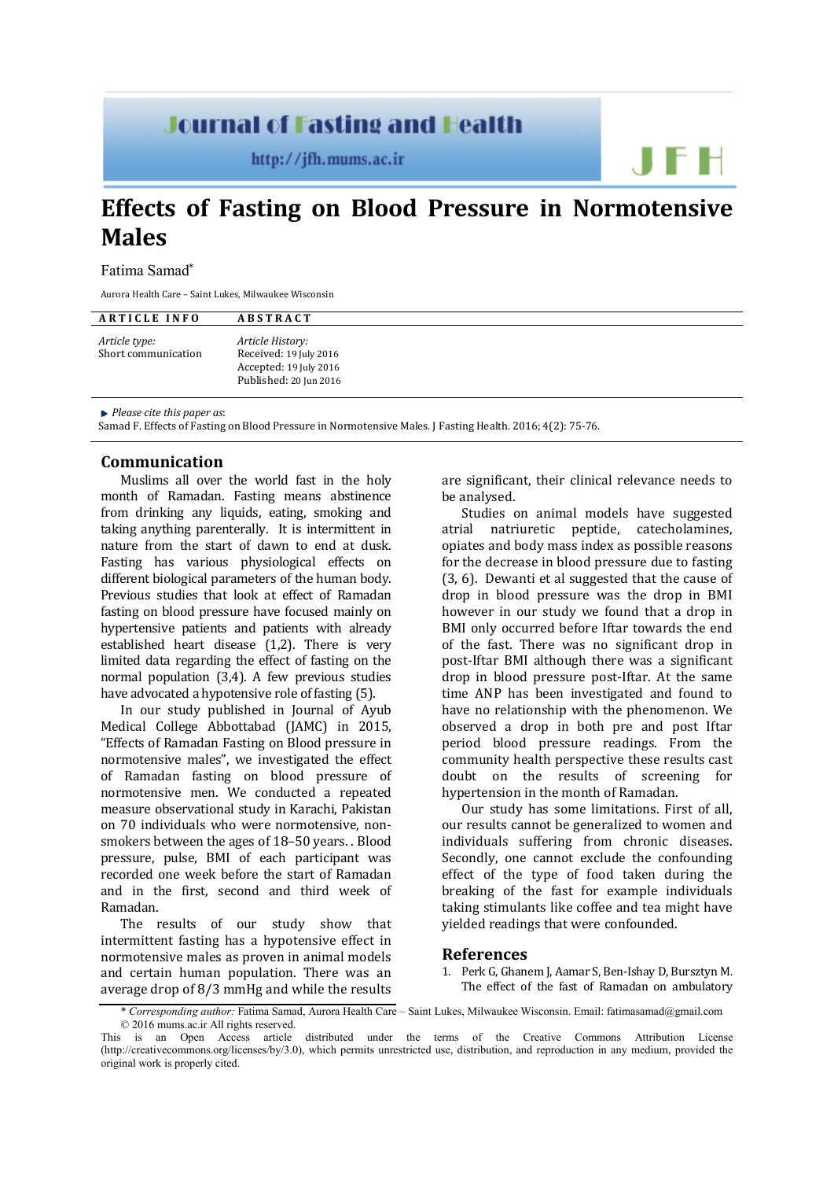# Effects of Fasting on Blood Pressure in Normotensive Males

Fatima Samad*

Aurora Health Care – Saint Lukes, Milwaukee Wisconsin

| ARTICLE INFO | ABSTRACT |
|---|---|
| *Article type:* Short communication | *Article History:* Received: 19 July 2016 Accepted: 19 July 2016 Published: 20 Jun 2016 |

▶ *Please cite this paper as*:
Samad F. Effects of Fasting on Blood Pressure in Normotensive Males. J Fasting Health. 2016; 4(2): 75-76.

## Communication

Muslims all over the world fast in the holy month of Ramadan. Fasting means abstinence from drinking any liquids, eating, smoking and taking anything parenterally. It is intermittent in nature from the start of dawn to end at dusk. Fasting has various physiological effects on different biological parameters of the human body. Previous studies that look at effect of Ramadan fasting on blood pressure have focused mainly on hypertensive patients and patients with already established heart disease (1,2). There is very limited data regarding the effect of fasting on the normal population (3,4). A few previous studies have advocated a hypotensive role of fasting (5).

In our study published in Journal of Ayub Medical College Abbottabad (JAMC) in 2015, "Effects of Ramadan Fasting on Blood pressure in normotensive males", we investigated the effect of Ramadan fasting on blood pressure of normotensive men. We conducted a repeated measure observational study in Karachi, Pakistan on 70 individuals who were normotensive, non-smokers between the ages of 18–50 years. . Blood pressure, pulse, BMI of each participant was recorded one week before the start of Ramadan and in the first, second and third week of Ramadan.

The results of our study show that intermittent fasting has a hypotensive effect in normotensive males as proven in animal models and certain human population. There was an average drop of 8/3 mmHg and while the results are significant, their clinical relevance needs to be analysed.

Studies on animal models have suggested atrial natriuretic peptide, catecholamines, opiates and body mass index as possible reasons for the decrease in blood pressure due to fasting (3, 6). Dewanti et al suggested that the cause of drop in blood pressure was the drop in BMI however in our study we found that a drop in BMI only occurred before Iftar towards the end of the fast. There was no significant drop in post-Iftar BMI although there was a significant drop in blood pressure post-Iftar. At the same time ANP has been investigated and found to have no relationship with the phenomenon. We observed a drop in both pre and post Iftar period blood pressure readings. From the community health perspective these results cast doubt on the results of screening for hypertension in the month of Ramadan.

Our study has some limitations. First of all, our results cannot be generalized to women and individuals suffering from chronic diseases. Secondly, one cannot exclude the confounding effect of the type of food taken during the breaking of the fast for example individuals taking stimulants like coffee and tea might have yielded readings that were confounded.

## References

1. Perk G, Ghanem J, Aamar S, Ben-Ishay D, Bursztyn M. The effect of the fast of Ramadan on ambulatory

---

\* *Corresponding author:* Fatima Samad, Aurora Health Care – Saint Lukes, Milwaukee Wisconsin. Email: fatimasamad@gmail.com
© 2016 mums.ac.ir All rights reserved.

This is an Open Access article distributed under the terms of the Creative Commons Attribution License (http://creativecommons.org/licenses/by/3.0), which permits unrestricted use, distribution, and reproduction in any medium, provided the original work is properly cited.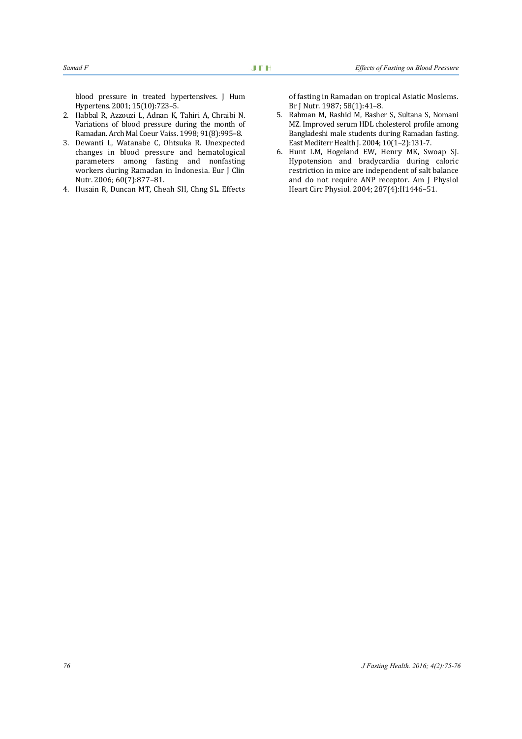blood pressure in treated hypertensives. J Hum Hypertens. 2001; 15(10):723–5.

2. Habbal R, Azzouzi L, Adnan K, Tahiri A, Chraibi N. Variations of blood pressure during the month of Ramadan. Arch Mal Coeur Vaiss. 1998; 91(8):995–8.
3. Dewanti L, Watanabe C, Ohtsuka R. Unexpected changes in blood pressure and hematological parameters among fasting and nonfasting workers during Ramadan in Indonesia. Eur J Clin Nutr. 2006; 60(7):877–81.
4. Husain R, Duncan MT, Cheah SH, Chng SL. Effects of fasting in Ramadan on tropical Asiatic Moslems. Br J Nutr. 1987; 58(1):41–8.
5. Rahman M, Rashid M, Basher S, Sultana S, Nomani MZ. Improved serum HDL cholesterol profile among Bangladeshi male students during Ramadan fasting. East Mediterr Health J. 2004; 10(1–2):131-7.
6. Hunt LM, Hogeland EW, Henry MK, Swoap SJ. Hypotension and bradycardia during caloric restriction in mice are independent of salt balance and do not require ANP receptor. Am J Physiol Heart Circ Physiol. 2004; 287(4):H1446–51.